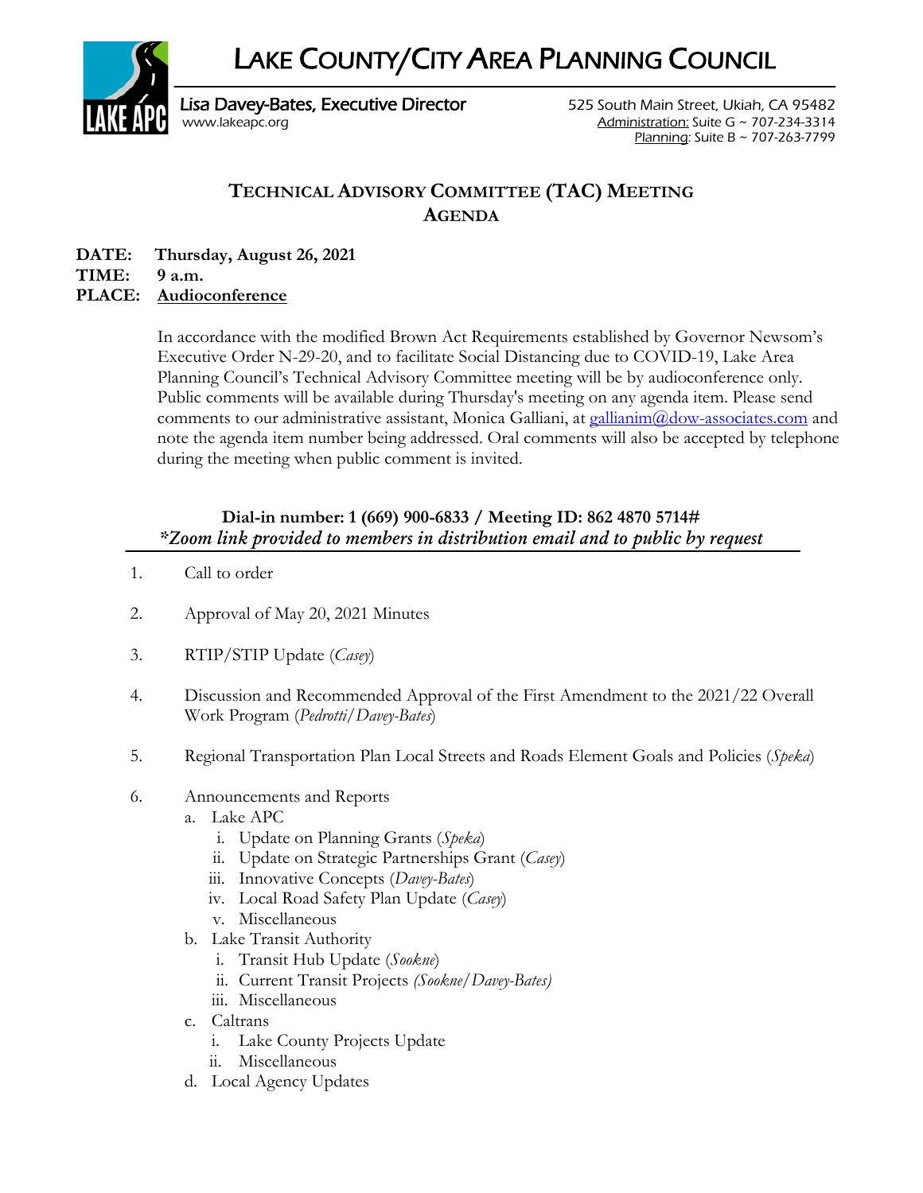# LAKE COUNTY/CITY AREA PLANNING COUNCIL

Lisa Davey-Bates, Executive Director
www.lakeapc.org

525 South Main Street, Ukiah, CA 95482
Administration: Suite G ~ 707-234-3314
Planning: Suite B ~ 707-263-7799

## TECHNICAL ADVISORY COMMITTEE (TAC) MEETING AGENDA

**DATE:** **Thursday, August 26, 2021**
**TIME:** **9 a.m.**
**PLACE:** **Audioconference**

In accordance with the modified Brown Act Requirements established by Governor Newsom's Executive Order N-29-20, and to facilitate Social Distancing due to COVID-19, Lake Area Planning Council's Technical Advisory Committee meeting will be by audioconference only. Public comments will be available during Thursday's meeting on any agenda item. Please send comments to our administrative assistant, Monica Galliani, at gallianim@dow-associates.com and note the agenda item number being addressed. Oral comments will also be accepted by telephone during the meeting when public comment is invited.

**Dial-in number: 1 (669) 900-6833 / Meeting ID: 862 4870 5714#**
***Zoom link provided to members in distribution email and to public by request***

1. Call to order
2. Approval of May 20, 2021 Minutes
3. RTIP/STIP Update (*Casey*)
4. Discussion and Recommended Approval of the First Amendment to the 2021/22 Overall Work Program (*Pedrotti/Davey-Bates*)
5. Regional Transportation Plan Local Streets and Roads Element Goals and Policies (*Speka*)
6. Announcements and Reports
   a. Lake APC
      i. Update on Planning Grants (*Speka*)
      ii. Update on Strategic Partnerships Grant (*Casey*)
      iii. Innovative Concepts (*Davey-Bates*)
      iv. Local Road Safety Plan Update (*Casey*)
      v. Miscellaneous
   b. Lake Transit Authority
      i. Transit Hub Update (*Sookne*)
      ii. Current Transit Projects *(Sookne/Davey-Bates)*
      iii. Miscellaneous
   c. Caltrans
      i. Lake County Projects Update
      ii. Miscellaneous
   d. Local Agency Updates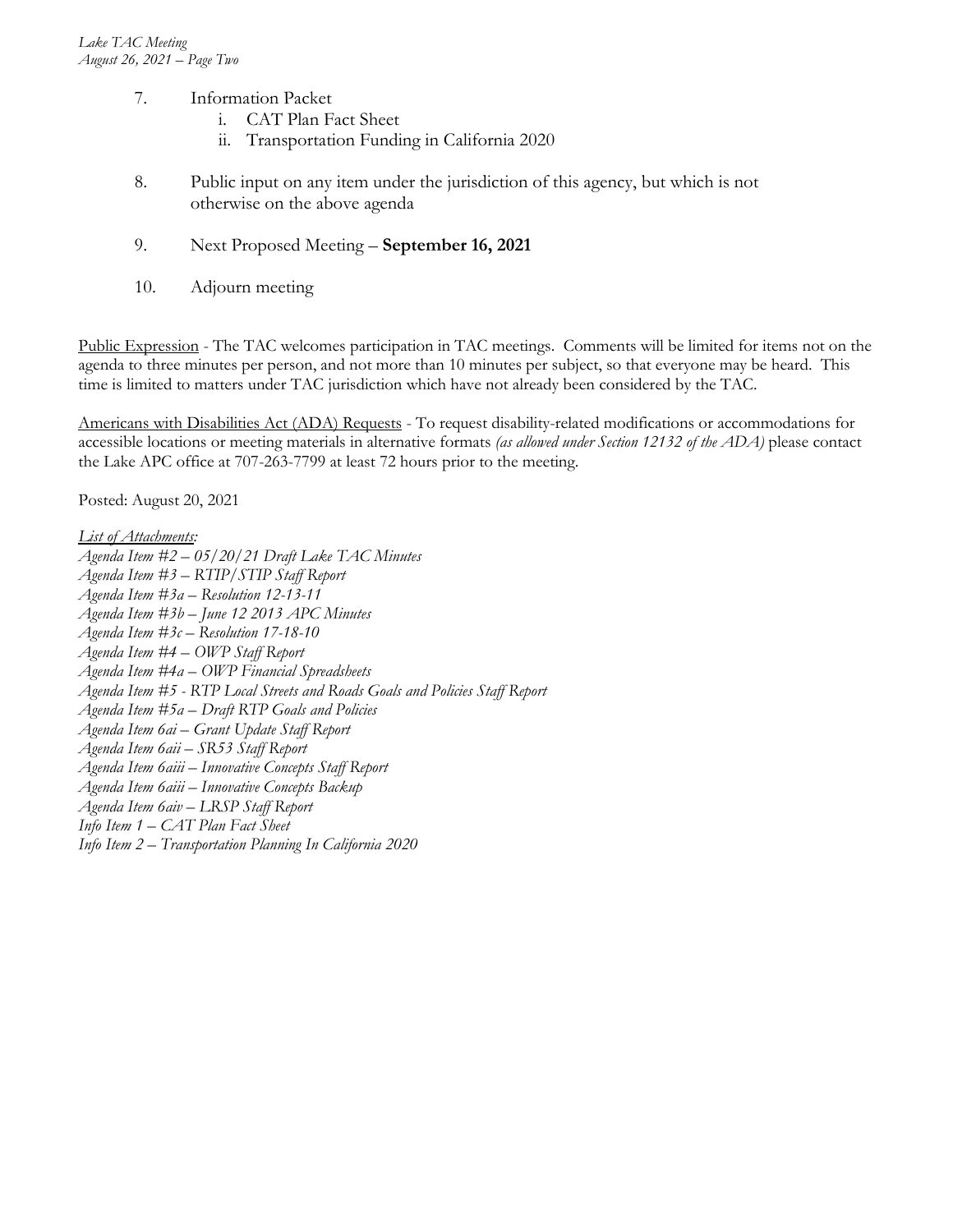7. Information Packet
    i. CAT Plan Fact Sheet
    ii. Transportation Funding in California 2020

8. Public input on any item under the jurisdiction of this agency, but which is not otherwise on the above agenda

9. Next Proposed Meeting – **September 16, 2021**

10. Adjourn meeting

Public Expression - The TAC welcomes participation in TAC meetings. Comments will be limited for items not on the agenda to three minutes per person, and not more than 10 minutes per subject, so that everyone may be heard. This time is limited to matters under TAC jurisdiction which have not already been considered by the TAC.

Americans with Disabilities Act (ADA) Requests - To request disability-related modifications or accommodations for accessible locations or meeting materials in alternative formats *(as allowed under Section 12132 of the ADA)* please contact the Lake APC office at 707-263-7799 at least 72 hours prior to the meeting.

Posted: August 20, 2021

*List of Attachments:*
*Agenda Item #2 – 05/20/21 Draft Lake TAC Minutes*
*Agenda Item #3 – RTIP/STIP Staff Report*
*Agenda Item #3a – Resolution 12-13-11*
*Agenda Item #3b – June 12 2013 APC Minutes*
*Agenda Item #3c – Resolution 17-18-10*
*Agenda Item #4 – OWP Staff Report*
*Agenda Item #4a – OWP Financial Spreadsheets*
*Agenda Item #5 - RTP Local Streets and Roads Goals and Policies Staff Report*
*Agenda Item #5a – Draft RTP Goals and Policies*
*Agenda Item 6ai – Grant Update Staff Report*
*Agenda Item 6aii – SR53 Staff Report*
*Agenda Item 6aiii – Innovative Concepts Staff Report*
*Agenda Item 6aiii – Innovative Concepts Backup*
*Agenda Item 6aiv – LRSP Staff Report*
*Info Item 1 – CAT Plan Fact Sheet*
*Info Item 2 – Transportation Planning In California 2020*